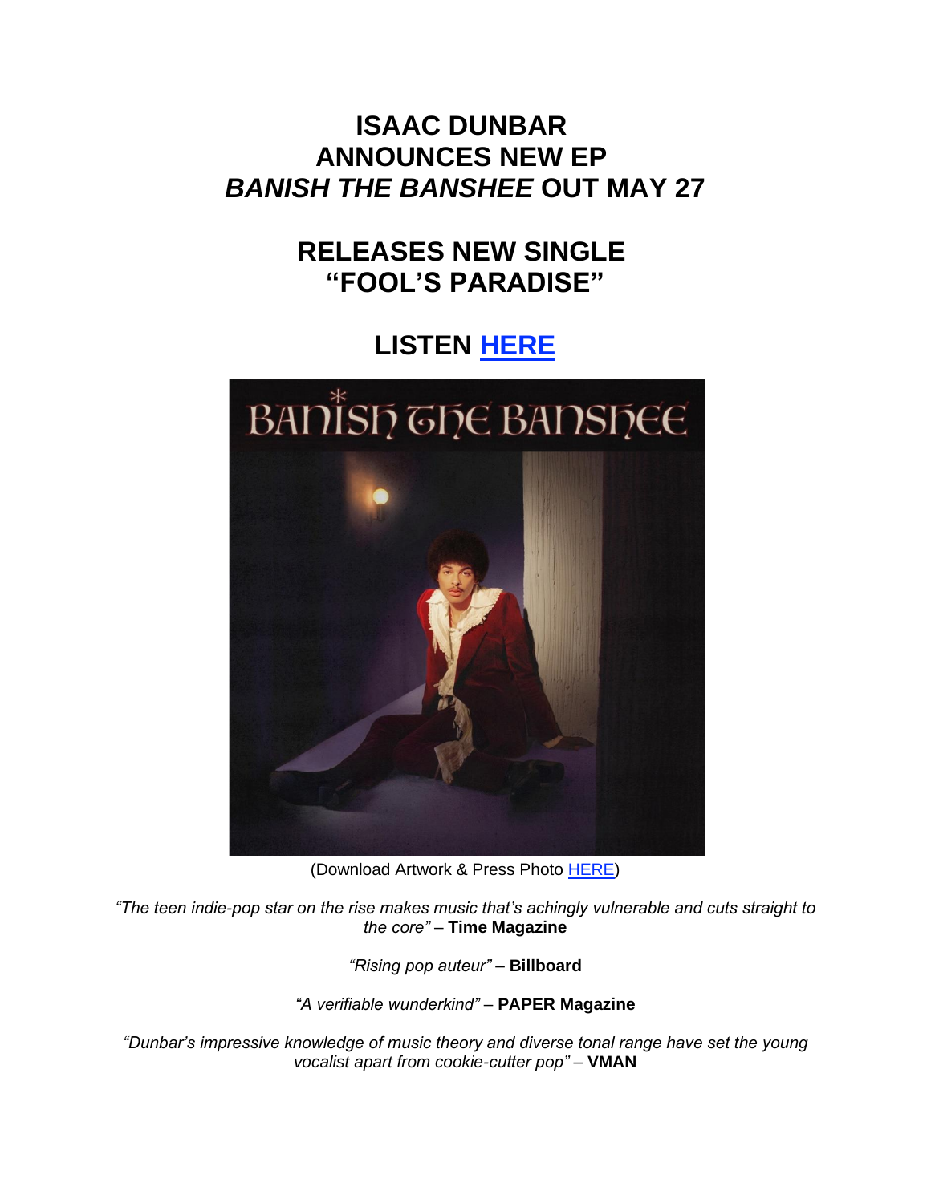# ISAAC DUNBAR ANNOUNCES NEW EP *BANISH THE BANSHEE* OUT MAY 27

## RELEASES NEW SINGLE "FOOL'S PARADISE"

## LISTEN HERE

(Download Artwork & Press Photo HERE)

*"The teen indie-pop star on the rise makes music that's achingly vulnerable and cuts straight to the core"* – **Time Magazine**

*"Rising pop auteur"* – **Billboard**

*"A verifiable wunderkind"* – **PAPER Magazine**

*"Dunbar's impressive knowledge of music theory and diverse tonal range have set the young vocalist apart from cookie-cutter pop"* – **VMAN**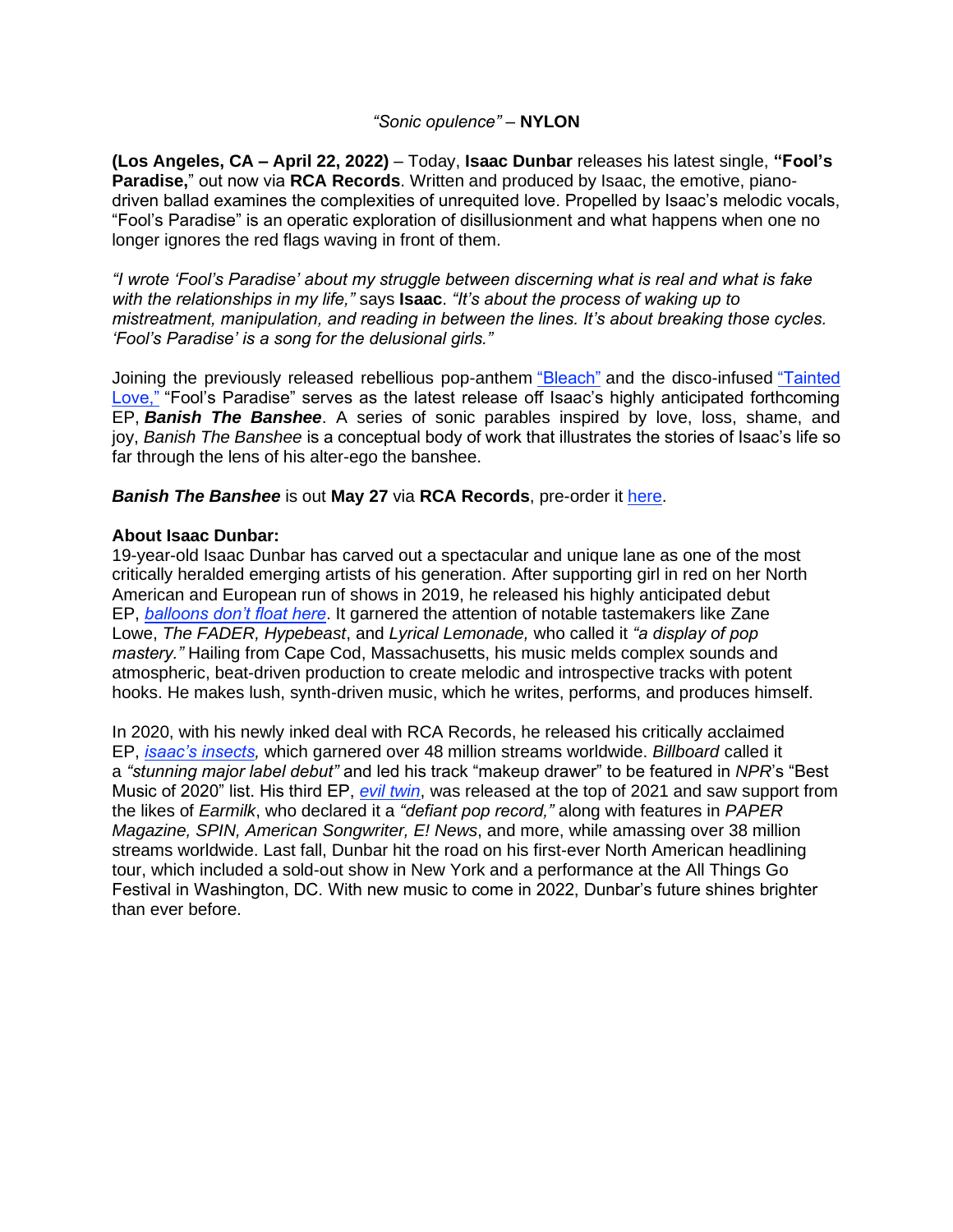*"Sonic opulence"* – **NYLON**

**(Los Angeles, CA – April 22, 2022)** – Today, **Isaac Dunbar** releases his latest single, **"Fool's Paradise,"** out now via **RCA Records**. Written and produced by Isaac, the emotive, piano-driven ballad examines the complexities of unrequited love. Propelled by Isaac's melodic vocals, "Fool's Paradise" is an operatic exploration of disillusionment and what happens when one no longer ignores the red flags waving in front of them.

*"I wrote 'Fool's Paradise' about my struggle between discerning what is real and what is fake with the relationships in my life,"* says **Isaac**. *"It's about the process of waking up to mistreatment, manipulation, and reading in between the lines. It's about breaking those cycles. 'Fool's Paradise' is a song for the delusional girls."*

Joining the previously released rebellious pop-anthem "Bleach" and the disco-infused "Tainted Love," "Fool's Paradise" serves as the latest release off Isaac's highly anticipated forthcoming EP, ***Banish The Banshee***. A series of sonic parables inspired by love, loss, shame, and joy, *Banish The Banshee* is a conceptual body of work that illustrates the stories of Isaac's life so far through the lens of his alter-ego the banshee.

***Banish The Banshee*** is out **May 27** via **RCA Records**, pre-order it here.

**About Isaac Dunbar:**

19-year-old Isaac Dunbar has carved out a spectacular and unique lane as one of the most critically heralded emerging artists of his generation. After supporting girl in red on her North American and European run of shows in 2019, he released his highly anticipated debut EP, *balloons don't float here*. It garnered the attention of notable tastemakers like Zane Lowe, *The FADER, Hypebeast*, and *Lyrical Lemonade,* who called it *"a display of pop mastery."* Hailing from Cape Cod, Massachusetts, his music melds complex sounds and atmospheric, beat-driven production to create melodic and introspective tracks with potent hooks. He makes lush, synth-driven music, which he writes, performs, and produces himself.

In 2020, with his newly inked deal with RCA Records, he released his critically acclaimed EP, *isaac's insects,* which garnered over 48 million streams worldwide. *Billboard* called it a *"stunning major label debut"* and led his track "makeup drawer" to be featured in *NPR*'s "Best Music of 2020" list. His third EP, *evil twin*, was released at the top of 2021 and saw support from the likes of *Earmilk*, who declared it a *"defiant pop record,"* along with features in *PAPER Magazine, SPIN, American Songwriter, E! News*, and more, while amassing over 38 million streams worldwide. Last fall, Dunbar hit the road on his first-ever North American headlining tour, which included a sold-out show in New York and a performance at the All Things Go Festival in Washington, DC. With new music to come in 2022, Dunbar's future shines brighter than ever before.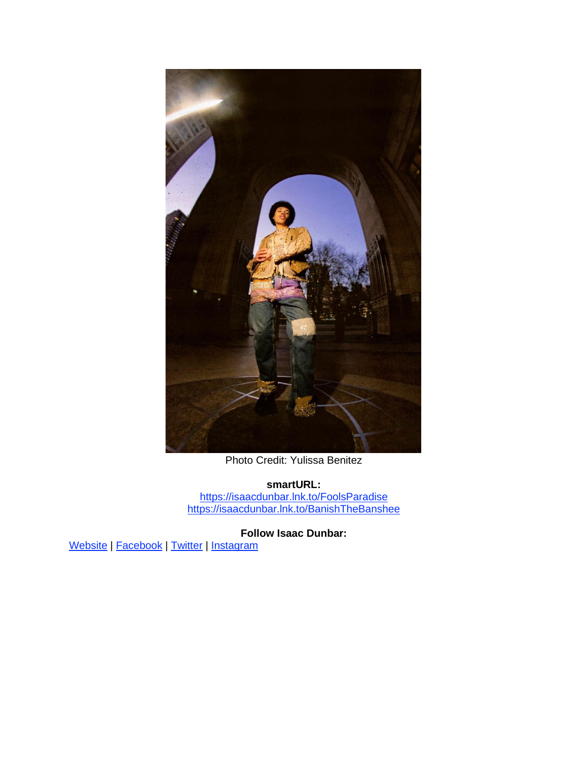Photo Credit: Yulissa Benitez

**smartURL:**
https://isaacdunbar.lnk.to/FoolsParadise
https://isaacdunbar.lnk.to/BanishTheBanshee

**Follow Isaac Dunbar:**
Website | Facebook | Twitter | Instagram